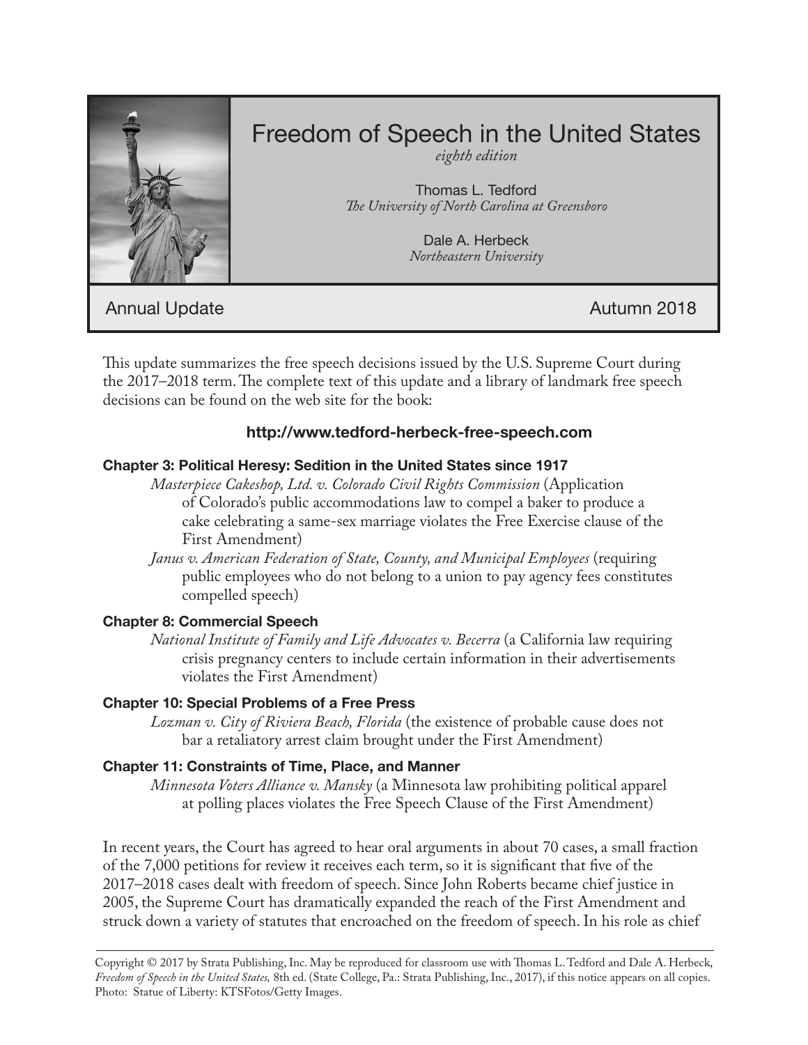# Freedom of Speech in the United States

*eighth edition*

Thomas L. Tedford
*The University of North Carolina at Greensboro*

Dale A. Herbeck
*Northeastern University*

Annual Update — Autumn 2018

This update summarizes the free speech decisions issued by the U.S. Supreme Court during the 2017–2018 term. The complete text of this update and a library of landmark free speech decisions can be found on the web site for the book:

**http://www.tedford-herbeck-free-speech.com**

**Chapter 3: Political Heresy: Sedition in the United States since 1917**

*Masterpiece Cakeshop, Ltd. v. Colorado Civil Rights Commission* (Application of Colorado's public accommodations law to compel a baker to produce a cake celebrating a same-sex marriage violates the Free Exercise clause of the First Amendment)

*Janus v. American Federation of State, County, and Municipal Employees* (requiring public employees who do not belong to a union to pay agency fees constitutes compelled speech)

**Chapter 8: Commercial Speech**

*National Institute of Family and Life Advocates v. Becerra* (a California law requiring crisis pregnancy centers to include certain information in their advertisements violates the First Amendment)

**Chapter 10: Special Problems of a Free Press**

*Lozman v. City of Riviera Beach, Florida* (the existence of probable cause does not bar a retaliatory arrest claim brought under the First Amendment)

**Chapter 11: Constraints of Time, Place, and Manner**

*Minnesota Voters Alliance v. Mansky* (a Minnesota law prohibiting political apparel at polling places violates the Free Speech Clause of the First Amendment)

In recent years, the Court has agreed to hear oral arguments in about 70 cases, a small fraction of the 7,000 petitions for review it receives each term, so it is significant that five of the 2017–2018 cases dealt with freedom of speech. Since John Roberts became chief justice in 2005, the Supreme Court has dramatically expanded the reach of the First Amendment and struck down a variety of statutes that encroached on the freedom of speech. In his role as chief

Copyright © 2017 by Strata Publishing, Inc. May be reproduced for classroom use with Thomas L. Tedford and Dale A. Herbeck, *Freedom of Speech in the United States,* 8th ed. (State College, Pa.: Strata Publishing, Inc., 2017), if this notice appears on all copies. Photo: Statue of Liberty: KTSFotos/Getty Images.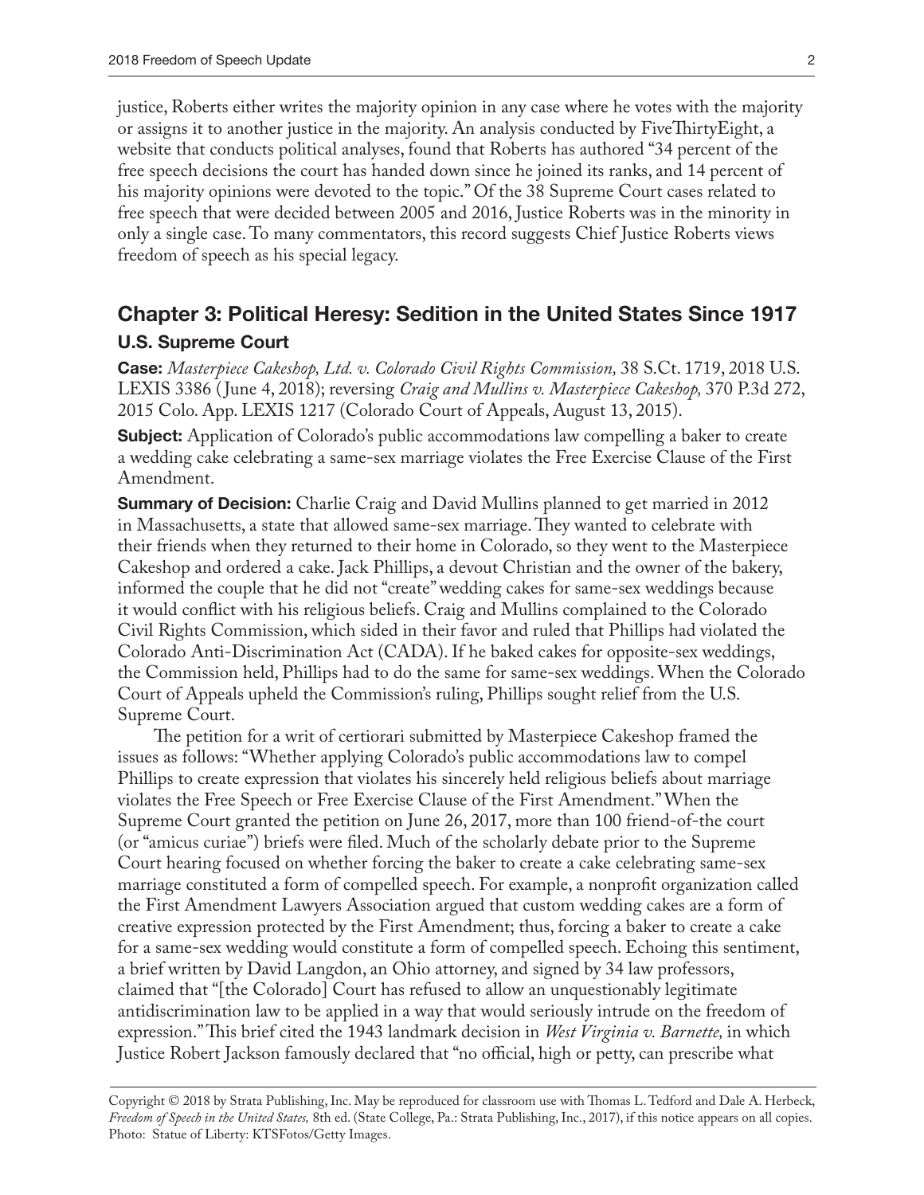justice, Roberts either writes the majority opinion in any case where he votes with the majority or assigns it to another justice in the majority. An analysis conducted by FiveThirtyEight, a website that conducts political analyses, found that Roberts has authored "34 percent of the free speech decisions the court has handed down since he joined its ranks, and 14 percent of his majority opinions were devoted to the topic." Of the 38 Supreme Court cases related to free speech that were decided between 2005 and 2016, Justice Roberts was in the minority in only a single case. To many commentators, this record suggests Chief Justice Roberts views freedom of speech as his special legacy.

## Chapter 3: Political Heresy: Sedition in the United States Since 1917

### U.S. Supreme Court

**Case:** *Masterpiece Cakeshop, Ltd. v. Colorado Civil Rights Commission,* 38 S.Ct. 1719, 2018 U.S. LEXIS 3386 (June 4, 2018); reversing *Craig and Mullins v. Masterpiece Cakeshop,* 370 P.3d 272, 2015 Colo. App. LEXIS 1217 (Colorado Court of Appeals, August 13, 2015).

**Subject:** Application of Colorado's public accommodations law compelling a baker to create a wedding cake celebrating a same-sex marriage violates the Free Exercise Clause of the First Amendment.

**Summary of Decision:** Charlie Craig and David Mullins planned to get married in 2012 in Massachusetts, a state that allowed same-sex marriage. They wanted to celebrate with their friends when they returned to their home in Colorado, so they went to the Masterpiece Cakeshop and ordered a cake. Jack Phillips, a devout Christian and the owner of the bakery, informed the couple that he did not "create" wedding cakes for same-sex weddings because it would conflict with his religious beliefs. Craig and Mullins complained to the Colorado Civil Rights Commission, which sided in their favor and ruled that Phillips had violated the Colorado Anti-Discrimination Act (CADA). If he baked cakes for opposite-sex weddings, the Commission held, Phillips had to do the same for same-sex weddings. When the Colorado Court of Appeals upheld the Commission's ruling, Phillips sought relief from the U.S. Supreme Court.

The petition for a writ of certiorari submitted by Masterpiece Cakeshop framed the issues as follows: "Whether applying Colorado's public accommodations law to compel Phillips to create expression that violates his sincerely held religious beliefs about marriage violates the Free Speech or Free Exercise Clause of the First Amendment." When the Supreme Court granted the petition on June 26, 2017, more than 100 friend-of-the court (or "amicus curiae") briefs were filed. Much of the scholarly debate prior to the Supreme Court hearing focused on whether forcing the baker to create a cake celebrating same-sex marriage constituted a form of compelled speech. For example, a nonprofit organization called the First Amendment Lawyers Association argued that custom wedding cakes are a form of creative expression protected by the First Amendment; thus, forcing a baker to create a cake for a same-sex wedding would constitute a form of compelled speech. Echoing this sentiment, a brief written by David Langdon, an Ohio attorney, and signed by 34 law professors, claimed that "[the Colorado] Court has refused to allow an unquestionably legitimate antidiscrimination law to be applied in a way that would seriously intrude on the freedom of expression." This brief cited the 1943 landmark decision in *West Virginia v. Barnette,* in which Justice Robert Jackson famously declared that "no official, high or petty, can prescribe what

Copyright © 2018 by Strata Publishing, Inc. May be reproduced for classroom use with Thomas L. Tedford and Dale A. Herbeck, *Freedom of Speech in the United States,* 8th ed. (State College, Pa.: Strata Publishing, Inc., 2017), if this notice appears on all copies. Photo: Statue of Liberty: KTSFotos/Getty Images.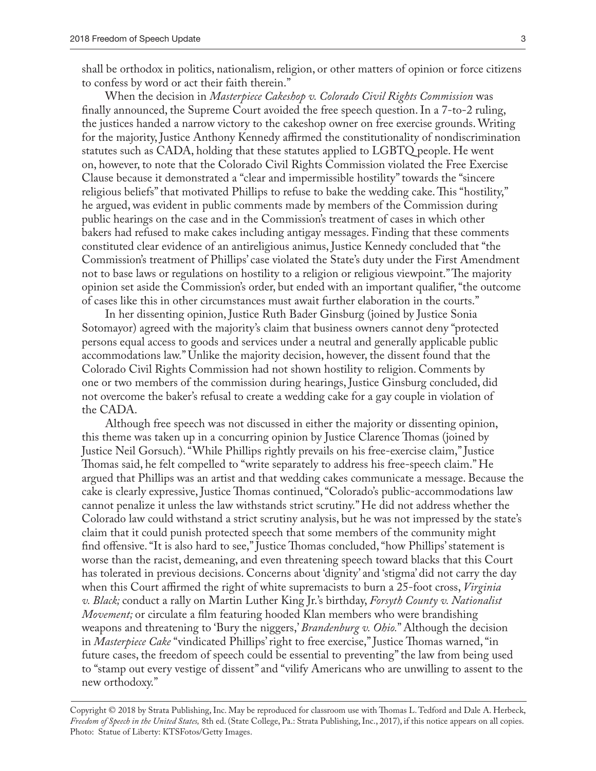shall be orthodox in politics, nationalism, religion, or other matters of opinion or force citizens to confess by word or act their faith therein."

When the decision in *Masterpiece Cakeshop v. Colorado Civil Rights Commission* was finally announced, the Supreme Court avoided the free speech question. In a 7-to-2 ruling, the justices handed a narrow victory to the cakeshop owner on free exercise grounds. Writing for the majority, Justice Anthony Kennedy affirmed the constitutionality of nondiscrimination statutes such as CADA, holding that these statutes applied to LGBTQ people. He went on, however, to note that the Colorado Civil Rights Commission violated the Free Exercise Clause because it demonstrated a "clear and impermissible hostility" towards the "sincere religious beliefs" that motivated Phillips to refuse to bake the wedding cake. This "hostility," he argued, was evident in public comments made by members of the Commission during public hearings on the case and in the Commission's treatment of cases in which other bakers had refused to make cakes including antigay messages. Finding that these comments constituted clear evidence of an antireligious animus, Justice Kennedy concluded that "the Commission's treatment of Phillips' case violated the State's duty under the First Amendment not to base laws or regulations on hostility to a religion or religious viewpoint." The majority opinion set aside the Commission's order, but ended with an important qualifier, "the outcome of cases like this in other circumstances must await further elaboration in the courts."

In her dissenting opinion, Justice Ruth Bader Ginsburg (joined by Justice Sonia Sotomayor) agreed with the majority's claim that business owners cannot deny "protected persons equal access to goods and services under a neutral and generally applicable public accommodations law." Unlike the majority decision, however, the dissent found that the Colorado Civil Rights Commission had not shown hostility to religion. Comments by one or two members of the commission during hearings, Justice Ginsburg concluded, did not overcome the baker's refusal to create a wedding cake for a gay couple in violation of the CADA.

Although free speech was not discussed in either the majority or dissenting opinion, this theme was taken up in a concurring opinion by Justice Clarence Thomas (joined by Justice Neil Gorsuch). "While Phillips rightly prevails on his free-exercise claim," Justice Thomas said, he felt compelled to "write separately to address his free-speech claim." He argued that Phillips was an artist and that wedding cakes communicate a message. Because the cake is clearly expressive, Justice Thomas continued, "Colorado's public-accommodations law cannot penalize it unless the law withstands strict scrutiny." He did not address whether the Colorado law could withstand a strict scrutiny analysis, but he was not impressed by the state's claim that it could punish protected speech that some members of the community might find offensive. "It is also hard to see," Justice Thomas concluded, "how Phillips' statement is worse than the racist, demeaning, and even threatening speech toward blacks that this Court has tolerated in previous decisions. Concerns about 'dignity' and 'stigma' did not carry the day when this Court affirmed the right of white supremacists to burn a 25-foot cross, *Virginia v. Black;* conduct a rally on Martin Luther King Jr.'s birthday, *Forsyth County v. Nationalist Movement;* or circulate a film featuring hooded Klan members who were brandishing weapons and threatening to 'Bury the niggers,' *Brandenburg v. Ohio.*" Although the decision in *Masterpiece Cake* "vindicated Phillips' right to free exercise," Justice Thomas warned, "in future cases, the freedom of speech could be essential to preventing" the law from being used to "stamp out every vestige of dissent" and "vilify Americans who are unwilling to assent to the new orthodoxy."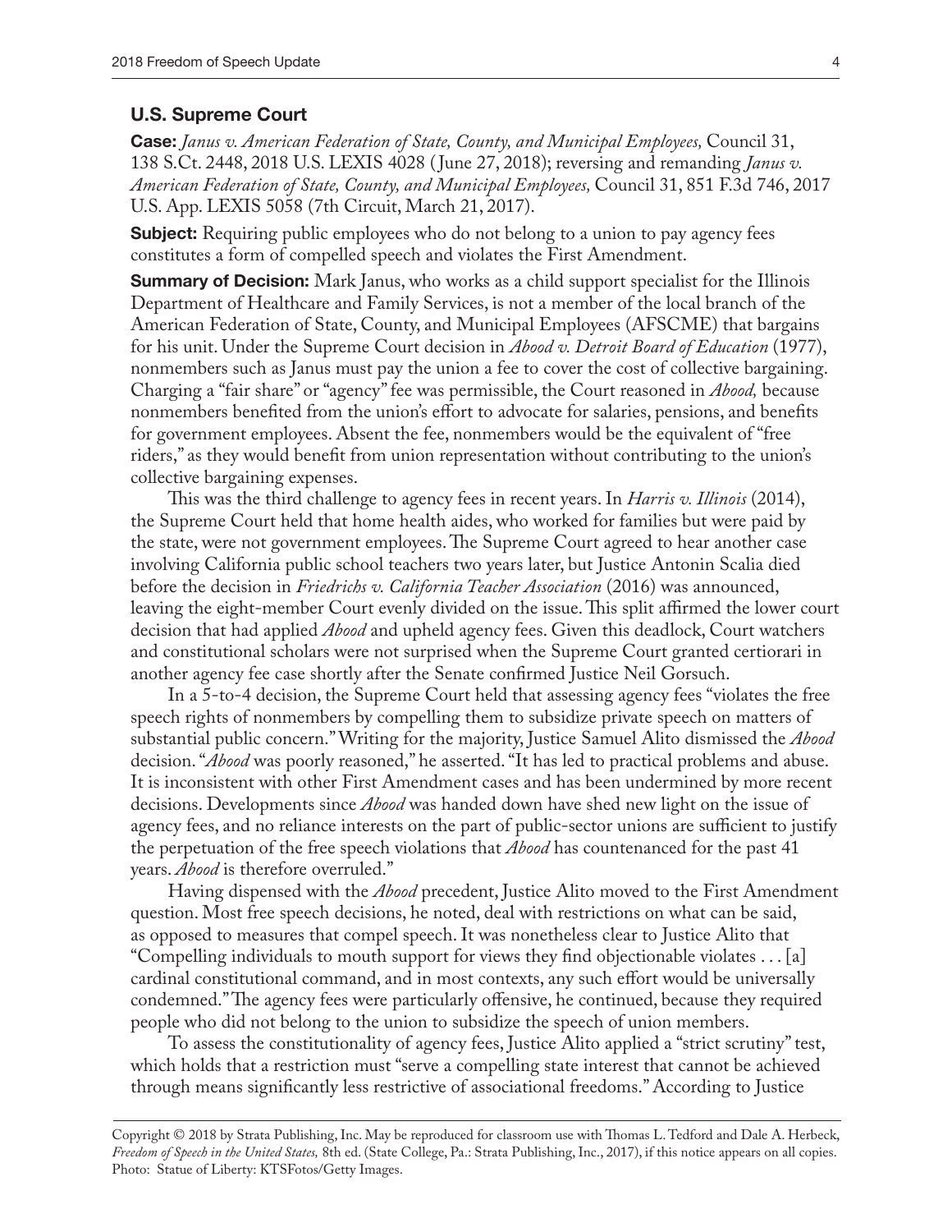### U.S. Supreme Court

**Case:** *Janus v. American Federation of State, County, and Municipal Employees,* Council 31, 138 S.Ct. 2448, 2018 U.S. LEXIS 4028 (June 27, 2018); reversing and remanding *Janus v. American Federation of State, County, and Municipal Employees,* Council 31, 851 F.3d 746, 2017 U.S. App. LEXIS 5058 (7th Circuit, March 21, 2017).

**Subject:** Requiring public employees who do not belong to a union to pay agency fees constitutes a form of compelled speech and violates the First Amendment.

**Summary of Decision:** Mark Janus, who works as a child support specialist for the Illinois Department of Healthcare and Family Services, is not a member of the local branch of the American Federation of State, County, and Municipal Employees (AFSCME) that bargains for his unit. Under the Supreme Court decision in *Abood v. Detroit Board of Education* (1977), nonmembers such as Janus must pay the union a fee to cover the cost of collective bargaining. Charging a "fair share" or "agency" fee was permissible, the Court reasoned in *Abood,* because nonmembers benefited from the union's effort to advocate for salaries, pensions, and benefits for government employees. Absent the fee, nonmembers would be the equivalent of "free riders," as they would benefit from union representation without contributing to the union's collective bargaining expenses.

This was the third challenge to agency fees in recent years. In *Harris v. Illinois* (2014), the Supreme Court held that home health aides, who worked for families but were paid by the state, were not government employees. The Supreme Court agreed to hear another case involving California public school teachers two years later, but Justice Antonin Scalia died before the decision in *Friedrichs v. California Teacher Association* (2016) was announced, leaving the eight-member Court evenly divided on the issue. This split affirmed the lower court decision that had applied *Abood* and upheld agency fees. Given this deadlock, Court watchers and constitutional scholars were not surprised when the Supreme Court granted certiorari in another agency fee case shortly after the Senate confirmed Justice Neil Gorsuch.

In a 5-to-4 decision, the Supreme Court held that assessing agency fees "violates the free speech rights of nonmembers by compelling them to subsidize private speech on matters of substantial public concern." Writing for the majority, Justice Samuel Alito dismissed the *Abood* decision. "*Abood* was poorly reasoned," he asserted. "It has led to practical problems and abuse. It is inconsistent with other First Amendment cases and has been undermined by more recent decisions. Developments since *Abood* was handed down have shed new light on the issue of agency fees, and no reliance interests on the part of public-sector unions are sufficient to justify the perpetuation of the free speech violations that *Abood* has countenanced for the past 41 years. *Abood* is therefore overruled."

Having dispensed with the *Abood* precedent, Justice Alito moved to the First Amendment question. Most free speech decisions, he noted, deal with restrictions on what can be said, as opposed to measures that compel speech. It was nonetheless clear to Justice Alito that "Compelling individuals to mouth support for views they find objectionable violates . . . [a] cardinal constitutional command, and in most contexts, any such effort would be universally condemned." The agency fees were particularly offensive, he continued, because they required people who did not belong to the union to subsidize the speech of union members.

To assess the constitutionality of agency fees, Justice Alito applied a "strict scrutiny" test, which holds that a restriction must "serve a compelling state interest that cannot be achieved through means significantly less restrictive of associational freedoms." According to Justice

Copyright © 2018 by Strata Publishing, Inc. May be reproduced for classroom use with Thomas L. Tedford and Dale A. Herbeck, *Freedom of Speech in the United States,* 8th ed. (State College, Pa.: Strata Publishing, Inc., 2017), if this notice appears on all copies. Photo: Statue of Liberty: KTSFotos/Getty Images.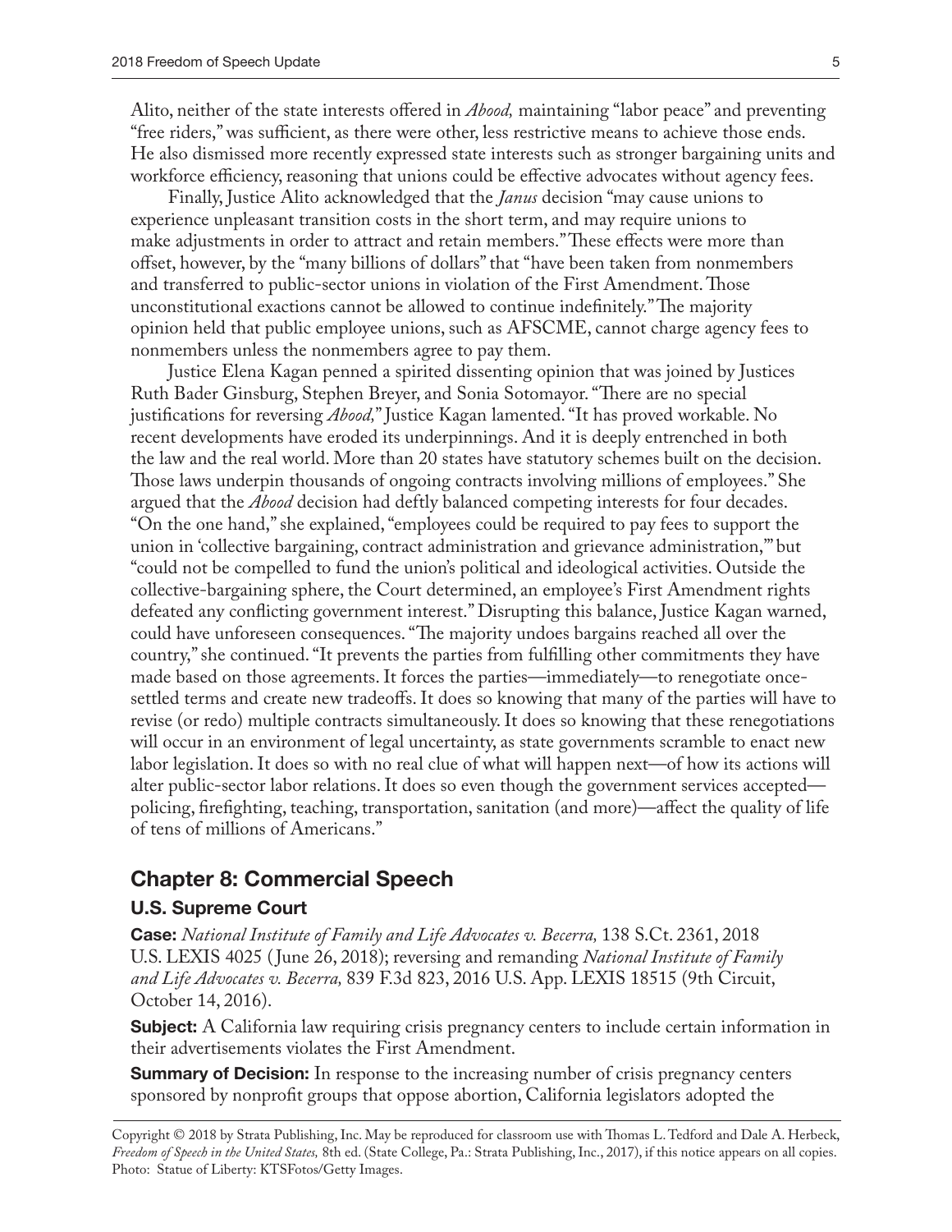Alito, neither of the state interests offered in *Abood,* maintaining "labor peace" and preventing "free riders," was sufficient, as there were other, less restrictive means to achieve those ends. He also dismissed more recently expressed state interests such as stronger bargaining units and workforce efficiency, reasoning that unions could be effective advocates without agency fees.

Finally, Justice Alito acknowledged that the *Janus* decision "may cause unions to experience unpleasant transition costs in the short term, and may require unions to make adjustments in order to attract and retain members." These effects were more than offset, however, by the "many billions of dollars" that "have been taken from nonmembers and transferred to public-sector unions in violation of the First Amendment. Those unconstitutional exactions cannot be allowed to continue indefinitely." The majority opinion held that public employee unions, such as AFSCME, cannot charge agency fees to nonmembers unless the nonmembers agree to pay them.

Justice Elena Kagan penned a spirited dissenting opinion that was joined by Justices Ruth Bader Ginsburg, Stephen Breyer, and Sonia Sotomayor. "There are no special justifications for reversing *Abood,*" Justice Kagan lamented. "It has proved workable. No recent developments have eroded its underpinnings. And it is deeply entrenched in both the law and the real world. More than 20 states have statutory schemes built on the decision. Those laws underpin thousands of ongoing contracts involving millions of employees." She argued that the *Abood* decision had deftly balanced competing interests for four decades. "On the one hand," she explained, "employees could be required to pay fees to support the union in 'collective bargaining, contract administration and grievance administration,'" but "could not be compelled to fund the union's political and ideological activities. Outside the collective-bargaining sphere, the Court determined, an employee's First Amendment rights defeated any conflicting government interest." Disrupting this balance, Justice Kagan warned, could have unforeseen consequences. "The majority undoes bargains reached all over the country," she continued. "It prevents the parties from fulfilling other commitments they have made based on those agreements. It forces the parties—immediately—to renegotiate once-settled terms and create new tradeoffs. It does so knowing that many of the parties will have to revise (or redo) multiple contracts simultaneously. It does so knowing that these renegotiations will occur in an environment of legal uncertainty, as state governments scramble to enact new labor legislation. It does so with no real clue of what will happen next—of how its actions will alter public-sector labor relations. It does so even though the government services accepted—policing, firefighting, teaching, transportation, sanitation (and more)—affect the quality of life of tens of millions of Americans."

## Chapter 8: Commercial Speech

### U.S. Supreme Court

**Case:** *National Institute of Family and Life Advocates v. Becerra,* 138 S.Ct. 2361, 2018 U.S. LEXIS 4025 (June 26, 2018); reversing and remanding *National Institute of Family and Life Advocates v. Becerra,* 839 F.3d 823, 2016 U.S. App. LEXIS 18515 (9th Circuit, October 14, 2016).

**Subject:** A California law requiring crisis pregnancy centers to include certain information in their advertisements violates the First Amendment.

**Summary of Decision:** In response to the increasing number of crisis pregnancy centers sponsored by nonprofit groups that oppose abortion, California legislators adopted the

Copyright © 2018 by Strata Publishing, Inc. May be reproduced for classroom use with Thomas L. Tedford and Dale A. Herbeck, *Freedom of Speech in the United States,* 8th ed. (State College, Pa.: Strata Publishing, Inc., 2017), if this notice appears on all copies. Photo: Statue of Liberty: KTSFotos/Getty Images.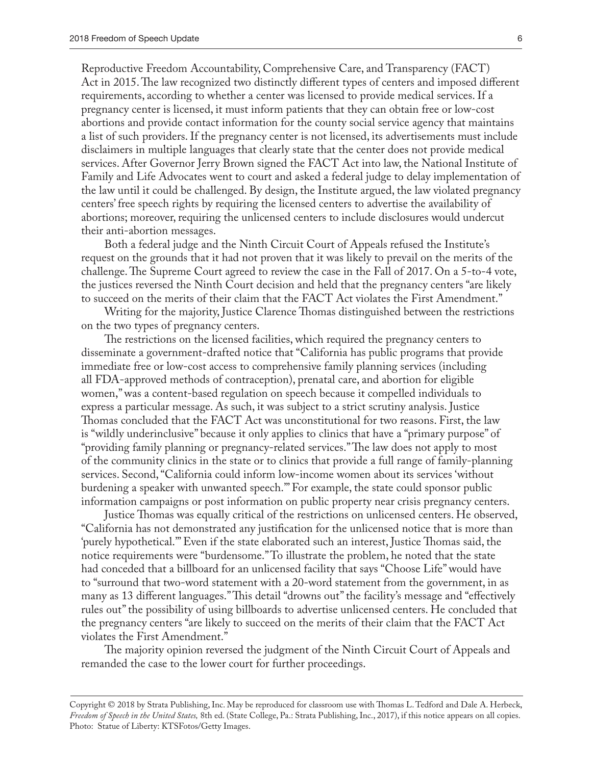Reproductive Freedom Accountability, Comprehensive Care, and Transparency (FACT) Act in 2015. The law recognized two distinctly different types of centers and imposed different requirements, according to whether a center was licensed to provide medical services. If a pregnancy center is licensed, it must inform patients that they can obtain free or low-cost abortions and provide contact information for the county social service agency that maintains a list of such providers. If the pregnancy center is not licensed, its advertisements must include disclaimers in multiple languages that clearly state that the center does not provide medical services. After Governor Jerry Brown signed the FACT Act into law, the National Institute of Family and Life Advocates went to court and asked a federal judge to delay implementation of the law until it could be challenged. By design, the Institute argued, the law violated pregnancy centers' free speech rights by requiring the licensed centers to advertise the availability of abortions; moreover, requiring the unlicensed centers to include disclosures would undercut their anti-abortion messages.

Both a federal judge and the Ninth Circuit Court of Appeals refused the Institute's request on the grounds that it had not proven that it was likely to prevail on the merits of the challenge. The Supreme Court agreed to review the case in the Fall of 2017. On a 5-to-4 vote, the justices reversed the Ninth Court decision and held that the pregnancy centers "are likely to succeed on the merits of their claim that the FACT Act violates the First Amendment."

Writing for the majority, Justice Clarence Thomas distinguished between the restrictions on the two types of pregnancy centers.

The restrictions on the licensed facilities, which required the pregnancy centers to disseminate a government-drafted notice that "California has public programs that provide immediate free or low-cost access to comprehensive family planning services (including all FDA-approved methods of contraception), prenatal care, and abortion for eligible women," was a content-based regulation on speech because it compelled individuals to express a particular message. As such, it was subject to a strict scrutiny analysis. Justice Thomas concluded that the FACT Act was unconstitutional for two reasons. First, the law is "wildly underinclusive" because it only applies to clinics that have a "primary purpose" of "providing family planning or pregnancy-related services." The law does not apply to most of the community clinics in the state or to clinics that provide a full range of family-planning services. Second, "California could inform low-income women about its services 'without burdening a speaker with unwanted speech.'" For example, the state could sponsor public information campaigns or post information on public property near crisis pregnancy centers.

Justice Thomas was equally critical of the restrictions on unlicensed centers. He observed, "California has not demonstrated any justification for the unlicensed notice that is more than 'purely hypothetical.'" Even if the state elaborated such an interest, Justice Thomas said, the notice requirements were "burdensome." To illustrate the problem, he noted that the state had conceded that a billboard for an unlicensed facility that says "Choose Life" would have to "surround that two-word statement with a 20-word statement from the government, in as many as 13 different languages." This detail "drowns out" the facility's message and "effectively rules out" the possibility of using billboards to advertise unlicensed centers. He concluded that the pregnancy centers "are likely to succeed on the merits of their claim that the FACT Act violates the First Amendment."

The majority opinion reversed the judgment of the Ninth Circuit Court of Appeals and remanded the case to the lower court for further proceedings.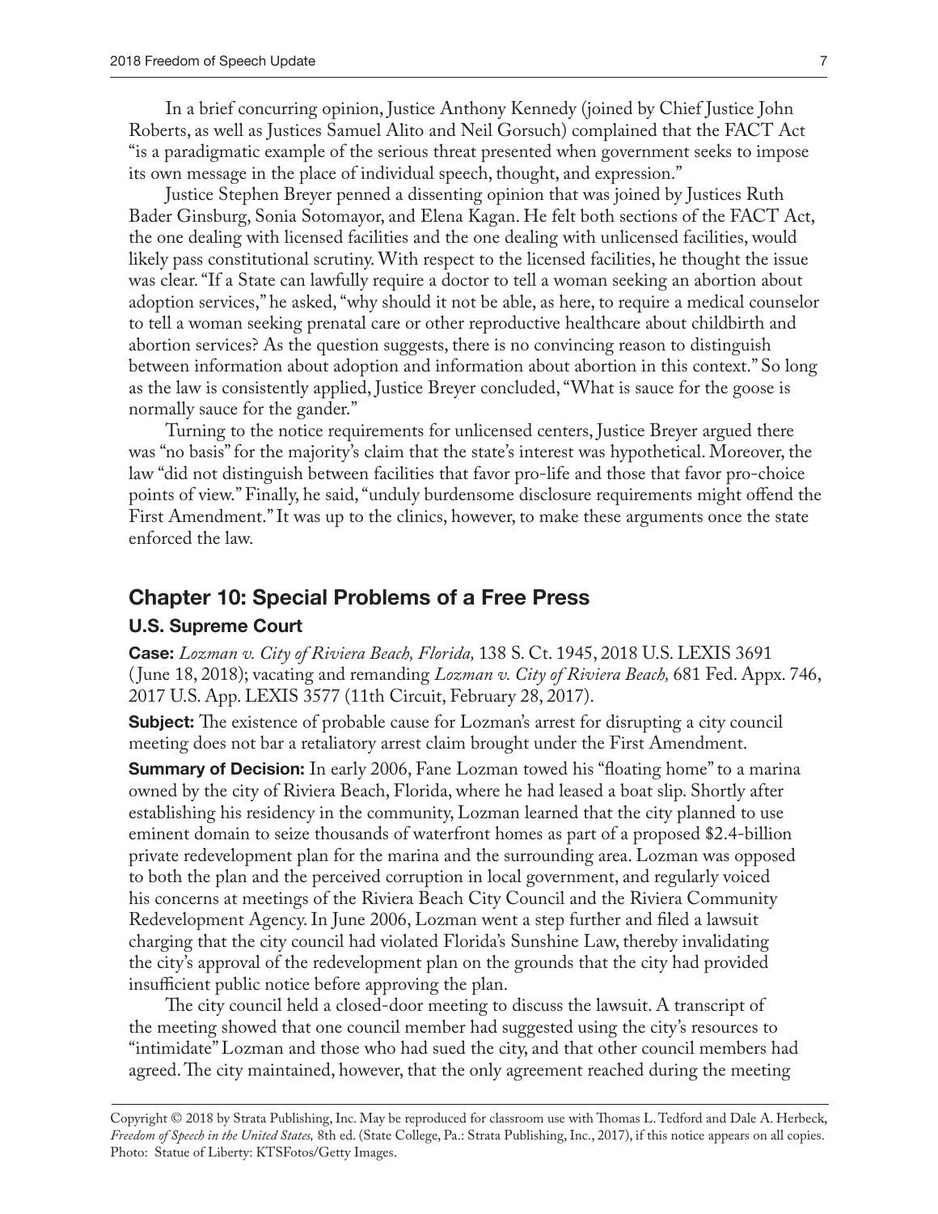In a brief concurring opinion, Justice Anthony Kennedy (joined by Chief Justice John Roberts, as well as Justices Samuel Alito and Neil Gorsuch) complained that the FACT Act "is a paradigmatic example of the serious threat presented when government seeks to impose its own message in the place of individual speech, thought, and expression."

Justice Stephen Breyer penned a dissenting opinion that was joined by Justices Ruth Bader Ginsburg, Sonia Sotomayor, and Elena Kagan. He felt both sections of the FACT Act, the one dealing with licensed facilities and the one dealing with unlicensed facilities, would likely pass constitutional scrutiny. With respect to the licensed facilities, he thought the issue was clear. "If a State can lawfully require a doctor to tell a woman seeking an abortion about adoption services," he asked, "why should it not be able, as here, to require a medical counselor to tell a woman seeking prenatal care or other reproductive healthcare about childbirth and abortion services? As the question suggests, there is no convincing reason to distinguish between information about adoption and information about abortion in this context." So long as the law is consistently applied, Justice Breyer concluded, "What is sauce for the goose is normally sauce for the gander."

Turning to the notice requirements for unlicensed centers, Justice Breyer argued there was "no basis" for the majority's claim that the state's interest was hypothetical. Moreover, the law "did not distinguish between facilities that favor pro-life and those that favor pro-choice points of view." Finally, he said, "unduly burdensome disclosure requirements might offend the First Amendment." It was up to the clinics, however, to make these arguments once the state enforced the law.

## Chapter 10: Special Problems of a Free Press

### U.S. Supreme Court

**Case:** *Lozman v. City of Riviera Beach, Florida,* 138 S. Ct. 1945, 2018 U.S. LEXIS 3691 (June 18, 2018); vacating and remanding *Lozman v. City of Riviera Beach,* 681 Fed. Appx. 746, 2017 U.S. App. LEXIS 3577 (11th Circuit, February 28, 2017).

**Subject:** The existence of probable cause for Lozman's arrest for disrupting a city council meeting does not bar a retaliatory arrest claim brought under the First Amendment.

**Summary of Decision:** In early 2006, Fane Lozman towed his "floating home" to a marina owned by the city of Riviera Beach, Florida, where he had leased a boat slip. Shortly after establishing his residency in the community, Lozman learned that the city planned to use eminent domain to seize thousands of waterfront homes as part of a proposed $2.4-billion private redevelopment plan for the marina and the surrounding area. Lozman was opposed to both the plan and the perceived corruption in local government, and regularly voiced his concerns at meetings of the Riviera Beach City Council and the Riviera Community Redevelopment Agency. In June 2006, Lozman went a step further and filed a lawsuit charging that the city council had violated Florida's Sunshine Law, thereby invalidating the city's approval of the redevelopment plan on the grounds that the city had provided insufficient public notice before approving the plan.

The city council held a closed-door meeting to discuss the lawsuit. A transcript of the meeting showed that one council member had suggested using the city's resources to "intimidate" Lozman and those who had sued the city, and that other council members had agreed. The city maintained, however, that the only agreement reached during the meeting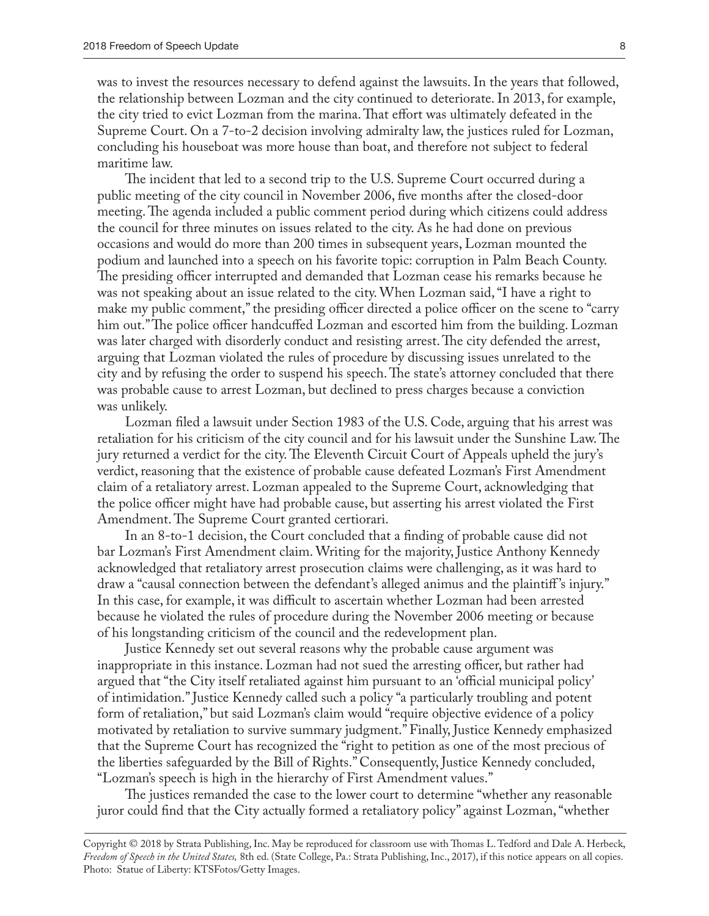was to invest the resources necessary to defend against the lawsuits. In the years that followed, the relationship between Lozman and the city continued to deteriorate. In 2013, for example, the city tried to evict Lozman from the marina. That effort was ultimately defeated in the Supreme Court. On a 7-to-2 decision involving admiralty law, the justices ruled for Lozman, concluding his houseboat was more house than boat, and therefore not subject to federal maritime law.

The incident that led to a second trip to the U.S. Supreme Court occurred during a public meeting of the city council in November 2006, five months after the closed-door meeting. The agenda included a public comment period during which citizens could address the council for three minutes on issues related to the city. As he had done on previous occasions and would do more than 200 times in subsequent years, Lozman mounted the podium and launched into a speech on his favorite topic: corruption in Palm Beach County. The presiding officer interrupted and demanded that Lozman cease his remarks because he was not speaking about an issue related to the city. When Lozman said, "I have a right to make my public comment," the presiding officer directed a police officer on the scene to "carry him out." The police officer handcuffed Lozman and escorted him from the building. Lozman was later charged with disorderly conduct and resisting arrest. The city defended the arrest, arguing that Lozman violated the rules of procedure by discussing issues unrelated to the city and by refusing the order to suspend his speech. The state's attorney concluded that there was probable cause to arrest Lozman, but declined to press charges because a conviction was unlikely.

Lozman filed a lawsuit under Section 1983 of the U.S. Code, arguing that his arrest was retaliation for his criticism of the city council and for his lawsuit under the Sunshine Law. The jury returned a verdict for the city. The Eleventh Circuit Court of Appeals upheld the jury's verdict, reasoning that the existence of probable cause defeated Lozman's First Amendment claim of a retaliatory arrest. Lozman appealed to the Supreme Court, acknowledging that the police officer might have had probable cause, but asserting his arrest violated the First Amendment. The Supreme Court granted certiorari.

In an 8-to-1 decision, the Court concluded that a finding of probable cause did not bar Lozman's First Amendment claim. Writing for the majority, Justice Anthony Kennedy acknowledged that retaliatory arrest prosecution claims were challenging, as it was hard to draw a "causal connection between the defendant's alleged animus and the plaintiff's injury." In this case, for example, it was difficult to ascertain whether Lozman had been arrested because he violated the rules of procedure during the November 2006 meeting or because of his longstanding criticism of the council and the redevelopment plan.

Justice Kennedy set out several reasons why the probable cause argument was inappropriate in this instance. Lozman had not sued the arresting officer, but rather had argued that "the City itself retaliated against him pursuant to an 'official municipal policy' of intimidation." Justice Kennedy called such a policy "a particularly troubling and potent form of retaliation," but said Lozman's claim would "require objective evidence of a policy motivated by retaliation to survive summary judgment." Finally, Justice Kennedy emphasized that the Supreme Court has recognized the "right to petition as one of the most precious of the liberties safeguarded by the Bill of Rights." Consequently, Justice Kennedy concluded, "Lozman's speech is high in the hierarchy of First Amendment values."

The justices remanded the case to the lower court to determine "whether any reasonable juror could find that the City actually formed a retaliatory policy" against Lozman, "whether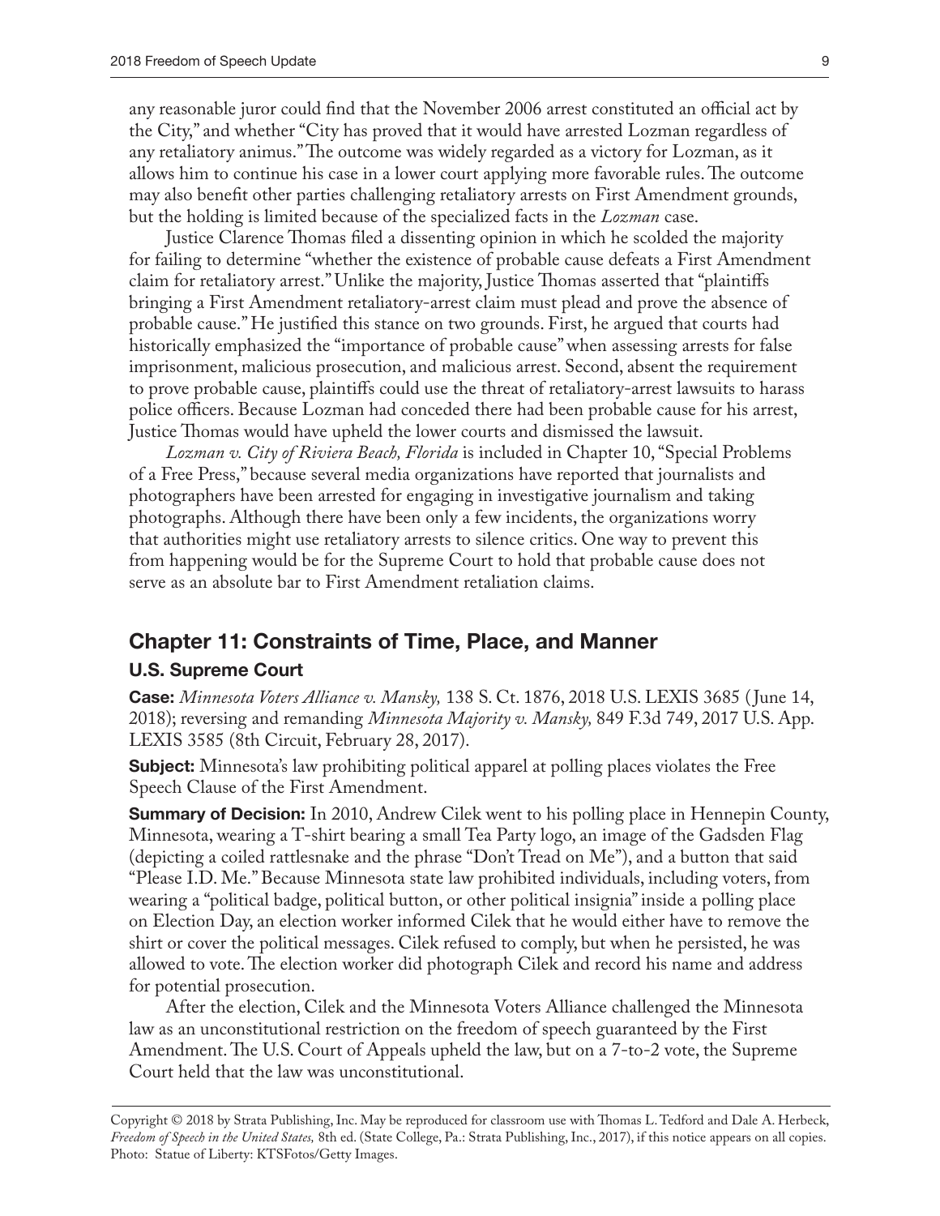any reasonable juror could find that the November 2006 arrest constituted an official act by the City," and whether "City has proved that it would have arrested Lozman regardless of any retaliatory animus." The outcome was widely regarded as a victory for Lozman, as it allows him to continue his case in a lower court applying more favorable rules. The outcome may also benefit other parties challenging retaliatory arrests on First Amendment grounds, but the holding is limited because of the specialized facts in the *Lozman* case.

Justice Clarence Thomas filed a dissenting opinion in which he scolded the majority for failing to determine "whether the existence of probable cause defeats a First Amendment claim for retaliatory arrest." Unlike the majority, Justice Thomas asserted that "plaintiffs bringing a First Amendment retaliatory-arrest claim must plead and prove the absence of probable cause." He justified this stance on two grounds. First, he argued that courts had historically emphasized the "importance of probable cause" when assessing arrests for false imprisonment, malicious prosecution, and malicious arrest. Second, absent the requirement to prove probable cause, plaintiffs could use the threat of retaliatory-arrest lawsuits to harass police officers. Because Lozman had conceded there had been probable cause for his arrest, Justice Thomas would have upheld the lower courts and dismissed the lawsuit.

*Lozman v. City of Riviera Beach, Florida* is included in Chapter 10, "Special Problems of a Free Press," because several media organizations have reported that journalists and photographers have been arrested for engaging in investigative journalism and taking photographs. Although there have been only a few incidents, the organizations worry that authorities might use retaliatory arrests to silence critics. One way to prevent this from happening would be for the Supreme Court to hold that probable cause does not serve as an absolute bar to First Amendment retaliation claims.

## Chapter 11: Constraints of Time, Place, and Manner

### U.S. Supreme Court

**Case:** *Minnesota Voters Alliance v. Mansky,* 138 S. Ct. 1876, 2018 U.S. LEXIS 3685 (June 14, 2018); reversing and remanding *Minnesota Majority v. Mansky,* 849 F.3d 749, 2017 U.S. App. LEXIS 3585 (8th Circuit, February 28, 2017).

**Subject:** Minnesota's law prohibiting political apparel at polling places violates the Free Speech Clause of the First Amendment.

**Summary of Decision:** In 2010, Andrew Cilek went to his polling place in Hennepin County, Minnesota, wearing a T-shirt bearing a small Tea Party logo, an image of the Gadsden Flag (depicting a coiled rattlesnake and the phrase "Don't Tread on Me"), and a button that said "Please I.D. Me." Because Minnesota state law prohibited individuals, including voters, from wearing a "political badge, political button, or other political insignia" inside a polling place on Election Day, an election worker informed Cilek that he would either have to remove the shirt or cover the political messages. Cilek refused to comply, but when he persisted, he was allowed to vote. The election worker did photograph Cilek and record his name and address for potential prosecution.

After the election, Cilek and the Minnesota Voters Alliance challenged the Minnesota law as an unconstitutional restriction on the freedom of speech guaranteed by the First Amendment. The U.S. Court of Appeals upheld the law, but on a 7-to-2 vote, the Supreme Court held that the law was unconstitutional.

Copyright © 2018 by Strata Publishing, Inc. May be reproduced for classroom use with Thomas L. Tedford and Dale A. Herbeck, *Freedom of Speech in the United States,* 8th ed. (State College, Pa.: Strata Publishing, Inc., 2017), if this notice appears on all copies. Photo: Statue of Liberty: KTSFotos/Getty Images.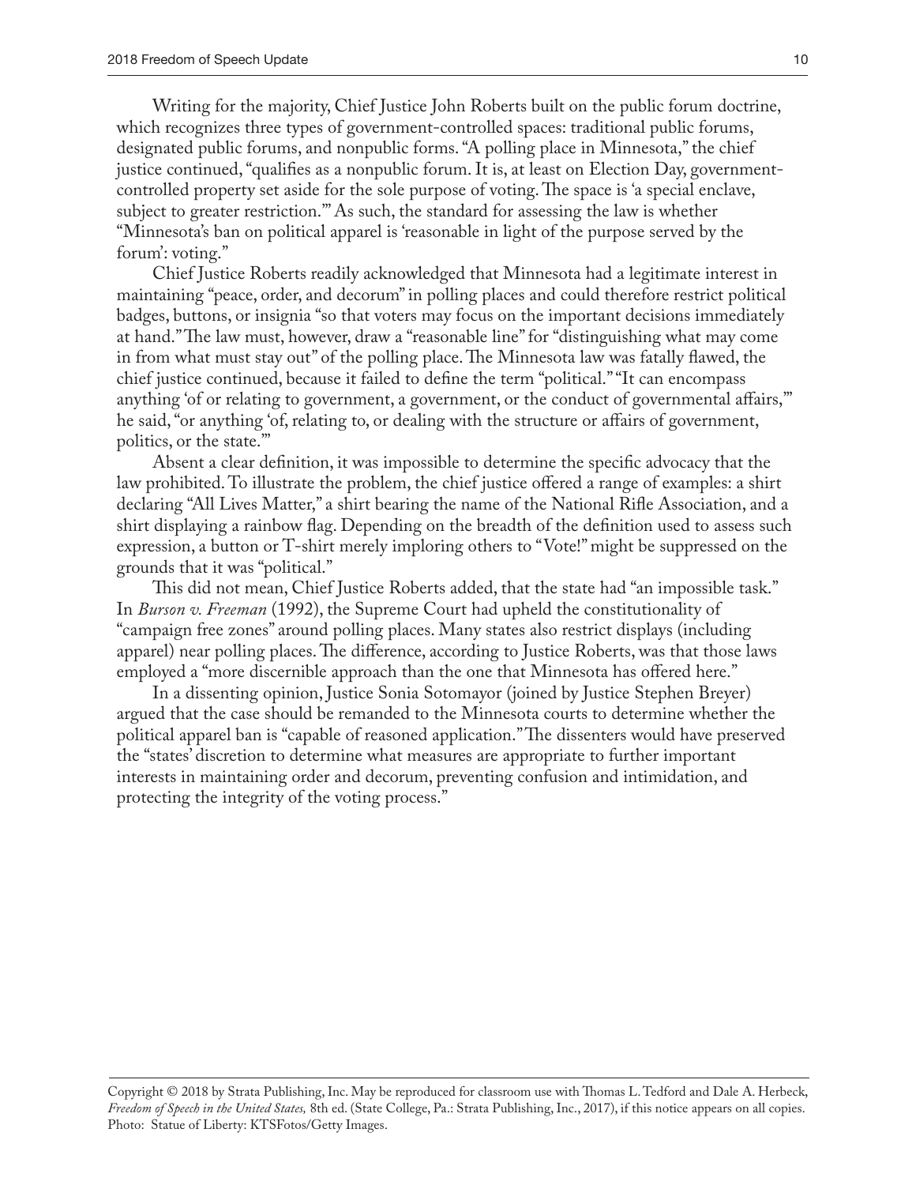Writing for the majority, Chief Justice John Roberts built on the public forum doctrine, which recognizes three types of government-controlled spaces: traditional public forums, designated public forums, and nonpublic forms. "A polling place in Minnesota," the chief justice continued, "qualifies as a nonpublic forum. It is, at least on Election Day, government-controlled property set aside for the sole purpose of voting. The space is 'a special enclave, subject to greater restriction.'" As such, the standard for assessing the law is whether "Minnesota's ban on political apparel is 'reasonable in light of the purpose served by the forum': voting."

Chief Justice Roberts readily acknowledged that Minnesota had a legitimate interest in maintaining "peace, order, and decorum" in polling places and could therefore restrict political badges, buttons, or insignia "so that voters may focus on the important decisions immediately at hand." The law must, however, draw a "reasonable line" for "distinguishing what may come in from what must stay out" of the polling place. The Minnesota law was fatally flawed, the chief justice continued, because it failed to define the term "political." "It can encompass anything 'of or relating to government, a government, or the conduct of governmental affairs,'" he said, "or anything 'of, relating to, or dealing with the structure or affairs of government, politics, or the state.'"

Absent a clear definition, it was impossible to determine the specific advocacy that the law prohibited. To illustrate the problem, the chief justice offered a range of examples: a shirt declaring "All Lives Matter," a shirt bearing the name of the National Rifle Association, and a shirt displaying a rainbow flag. Depending on the breadth of the definition used to assess such expression, a button or T-shirt merely imploring others to "Vote!" might be suppressed on the grounds that it was "political."

This did not mean, Chief Justice Roberts added, that the state had "an impossible task." In *Burson v. Freeman* (1992), the Supreme Court had upheld the constitutionality of "campaign free zones" around polling places. Many states also restrict displays (including apparel) near polling places. The difference, according to Justice Roberts, was that those laws employed a "more discernible approach than the one that Minnesota has offered here."

In a dissenting opinion, Justice Sonia Sotomayor (joined by Justice Stephen Breyer) argued that the case should be remanded to the Minnesota courts to determine whether the political apparel ban is "capable of reasoned application." The dissenters would have preserved the "states' discretion to determine what measures are appropriate to further important interests in maintaining order and decorum, preventing confusion and intimidation, and protecting the integrity of the voting process."

Copyright © 2018 by Strata Publishing, Inc. May be reproduced for classroom use with Thomas L. Tedford and Dale A. Herbeck, *Freedom of Speech in the United States,* 8th ed. (State College, Pa.: Strata Publishing, Inc., 2017), if this notice appears on all copies. Photo: Statue of Liberty: KTSFotos/Getty Images.